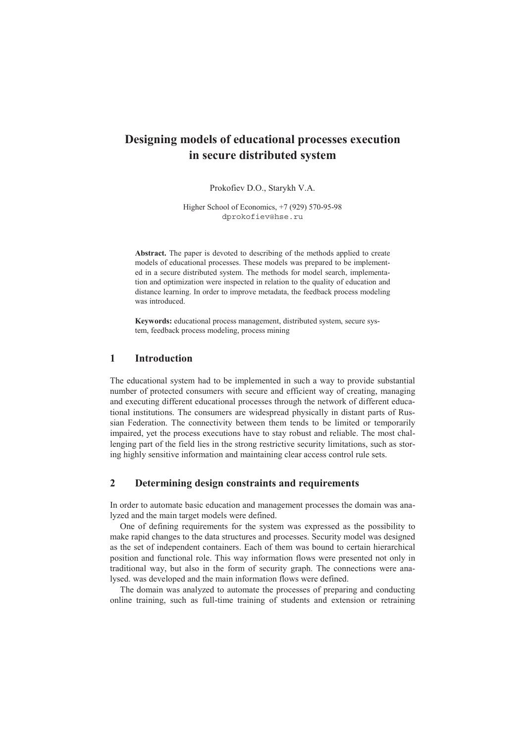# Designing models of educational processes execution in secure distributed system

Prokofiev D.O., Starykh V.A.

Higher School of Economics, +7 (929) 570-95-98
dprokofiev@hse.ru

**Abstract.** The paper is devoted to describing of the methods applied to create models of educational processes. These models was prepared to be implemented in a secure distributed system. The methods for model search, implementation and optimization were inspected in relation to the quality of education and distance learning. In order to improve metadata, the feedback process modeling was introduced.

**Keywords:** educational process management, distributed system, secure system, feedback process modeling, process mining

## 1 Introduction

The educational system had to be implemented in such a way to provide substantial number of protected consumers with secure and efficient way of creating, managing and executing different educational processes through the network of different educational institutions. The consumers are widespread physically in distant parts of Russian Federation. The connectivity between them tends to be limited or temporarily impaired, yet the process executions have to stay robust and reliable. The most challenging part of the field lies in the strong restrictive security limitations, such as storing highly sensitive information and maintaining clear access control rule sets.

## 2 Determining design constraints and requirements

In order to automate basic education and management processes the domain was analyzed and the main target models were defined.

One of defining requirements for the system was expressed as the possibility to make rapid changes to the data structures and processes. Security model was designed as the set of independent containers. Each of them was bound to certain hierarchical position and functional role. This way information flows were presented not only in traditional way, but also in the form of security graph. The connections were analysed. was developed and the main information flows were defined.

The domain was analyzed to automate the processes of preparing and conducting online training, such as full-time training of students and extension or retraining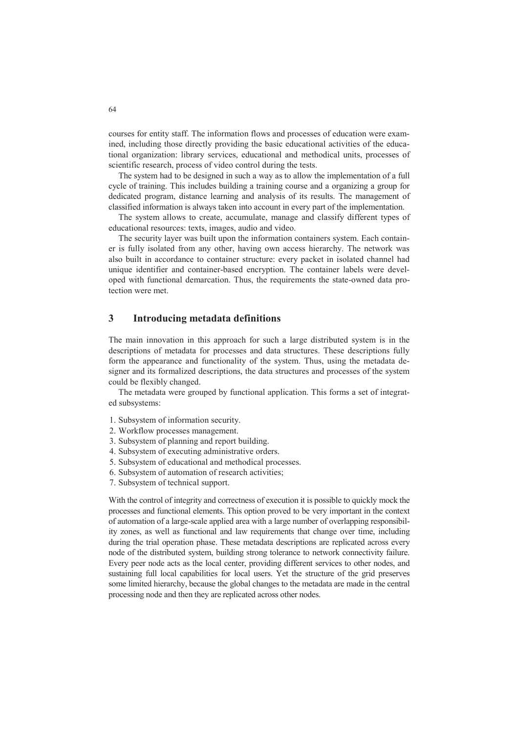courses for entity staff. The information flows and processes of education were examined, including those directly providing the basic educational activities of the educational organization: library services, educational and methodical units, processes of scientific research, process of video control during the tests.

The system had to be designed in such a way as to allow the implementation of a full cycle of training. This includes building a training course and a organizing a group for dedicated program, distance learning and analysis of its results. The management of classified information is always taken into account in every part of the implementation.

The system allows to create, accumulate, manage and classify different types of educational resources: texts, images, audio and video.

The security layer was built upon the information containers system. Each container is fully isolated from any other, having own access hierarchy. The network was also built in accordance to container structure: every packet in isolated channel had unique identifier and container-based encryption. The container labels were developed with functional demarcation. Thus, the requirements the state-owned data protection were met.

## 3 Introducing metadata definitions

The main innovation in this approach for such a large distributed system is in the descriptions of metadata for processes and data structures. These descriptions fully form the appearance and functionality of the system. Thus, using the metadata designer and its formalized descriptions, the data structures and processes of the system could be flexibly changed.

The metadata were grouped by functional application. This forms a set of integrated subsystems:

1. Subsystem of information security.
2. Workflow processes management.
3. Subsystem of planning and report building.
4. Subsystem of executing administrative orders.
5. Subsystem of educational and methodical processes.
6. Subsystem of automation of research activities;
7. Subsystem of technical support.

With the control of integrity and correctness of execution it is possible to quickly mock the processes and functional elements. This option proved to be very important in the context of automation of a large-scale applied area with a large number of overlapping responsibility zones, as well as functional and law requirements that change over time, including during the trial operation phase. These metadata descriptions are replicated across every node of the distributed system, building strong tolerance to network connectivity failure. Every peer node acts as the local center, providing different services to other nodes, and sustaining full local capabilities for local users. Yet the structure of the grid preserves some limited hierarchy, because the global changes to the metadata are made in the central processing node and then they are replicated across other nodes.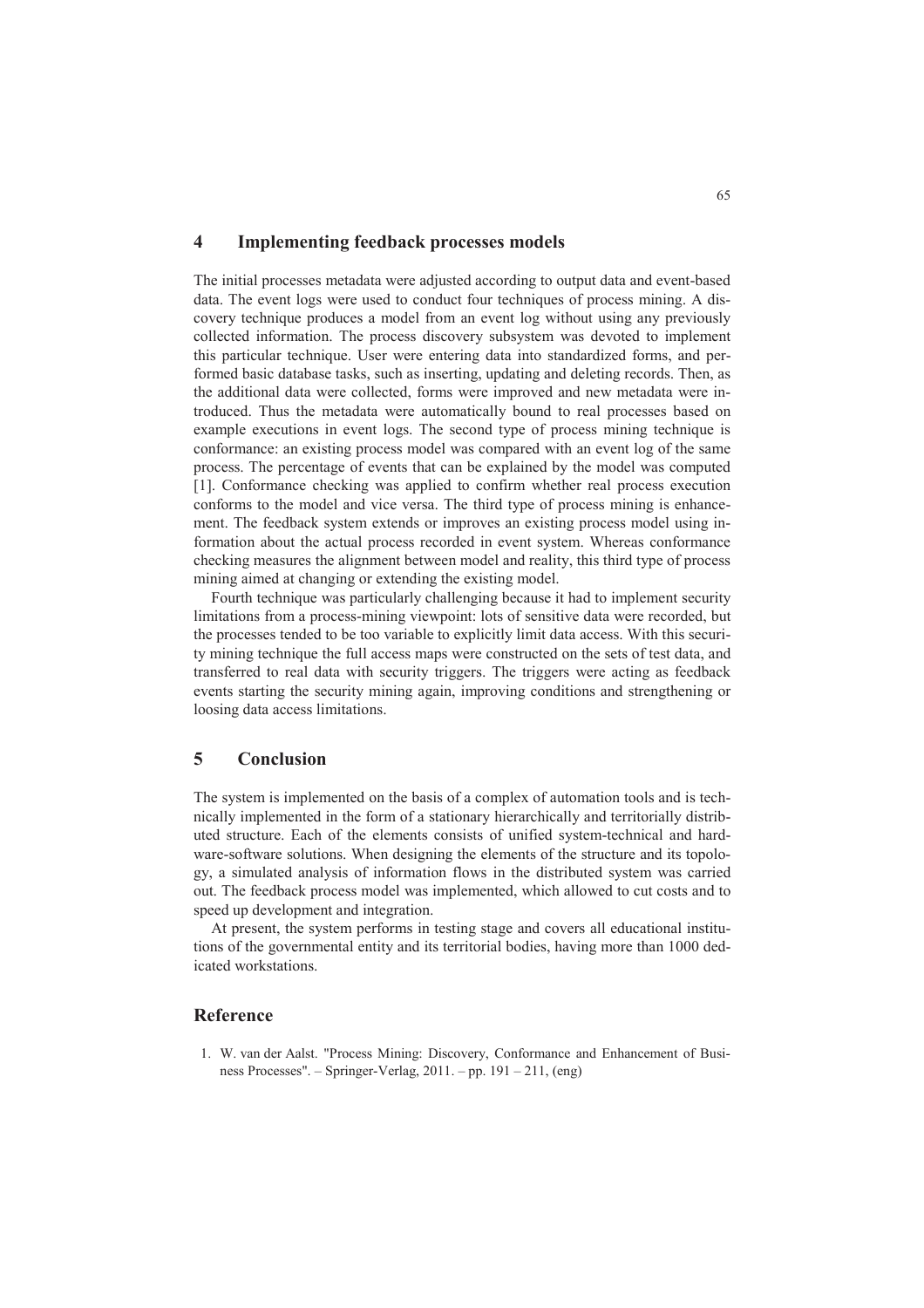## 4 Implementing feedback processes models

The initial processes metadata were adjusted according to output data and event-based data. The event logs were used to conduct four techniques of process mining. A discovery technique produces a model from an event log without using any previously collected information. The process discovery subsystem was devoted to implement this particular technique. User were entering data into standardized forms, and performed basic database tasks, such as inserting, updating and deleting records. Then, as the additional data were collected, forms were improved and new metadata were introduced. Thus the metadata were automatically bound to real processes based on example executions in event logs. The second type of process mining technique is conformance: an existing process model was compared with an event log of the same process. The percentage of events that can be explained by the model was computed [1]. Conformance checking was applied to confirm whether real process execution conforms to the model and vice versa. The third type of process mining is enhancement. The feedback system extends or improves an existing process model using information about the actual process recorded in event system. Whereas conformance checking measures the alignment between model and reality, this third type of process mining aimed at changing or extending the existing model.

Fourth technique was particularly challenging because it had to implement security limitations from a process-mining viewpoint: lots of sensitive data were recorded, but the processes tended to be too variable to explicitly limit data access. With this security mining technique the full access maps were constructed on the sets of test data, and transferred to real data with security triggers. The triggers were acting as feedback events starting the security mining again, improving conditions and strengthening or loosing data access limitations.

## 5 Conclusion

The system is implemented on the basis of a complex of automation tools and is technically implemented in the form of a stationary hierarchically and territorially distributed structure. Each of the elements consists of unified system-technical and hardware-software solutions. When designing the elements of the structure and its topology, a simulated analysis of information flows in the distributed system was carried out. The feedback process model was implemented, which allowed to cut costs and to speed up development and integration.

At present, the system performs in testing stage and covers all educational institutions of the governmental entity and its territorial bodies, having more than 1000 dedicated workstations.

## Reference

1. W. van der Aalst. "Process Mining: Discovery, Conformance and Enhancement of Business Processes". – Springer-Verlag, 2011. – pp. 191 – 211, (eng)